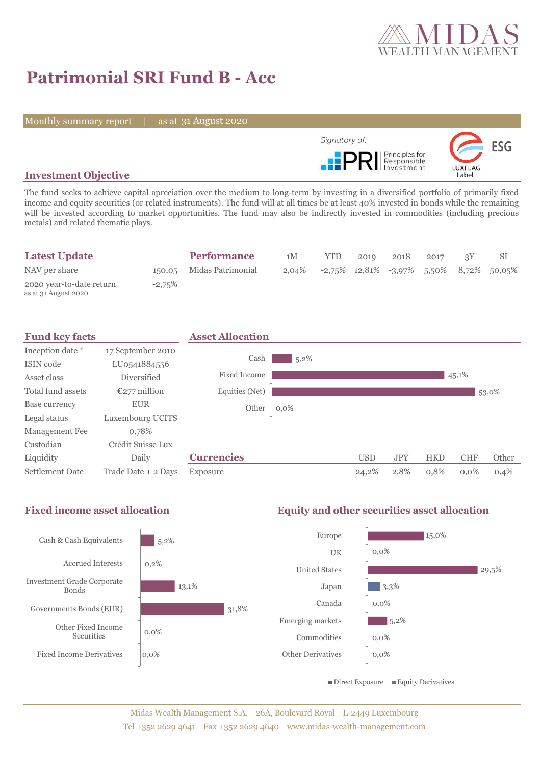# Patrimonial SRI Fund B - Acc

Monthly summary report | as at 31 August 2020

Signatory of: PRI Principles for Responsible Investment

ESG LUXFLAG Label

## Investment Objective

The fund seeks to achieve capital apreciation over the medium to long-term by investing in a diversified portfolio of primarily fixed income and equity securities (or related instruments). The fund will at all times be at least 40% invested in bonds while the remaining will be invested according to market opportunities. The fund may also be indirectly invested in commodities (including precious metals) and related thematic plays.

## Latest Update

| | |
|---|---|
| NAV per share | 150,05 |
| 2020 year-to-date return (as at 31 August 2020) | -2,75% |

## Performance

| | 1M | YTD | 2019 | 2018 | 2017 | 3Y | SI |
|---|---|---|---|---|---|---|---|
| Midas Patrimonial | 2,04% | -2,75% | 12,81% | -3,97% | 5,50% | 8,72% | 50,05% |

## Fund key facts

| | |
|---|---|
| Inception date * | 17 September 2010 |
| ISIN code | LU0541884556 |
| Asset class | Diversified |
| Total fund assets | €277 million |
| Base currency | EUR |
| Legal status | Luxembourg UCITS |
| Management Fee | 0,78% |
| Custodian | Crédit Suisse Lux |
| Liquidity | Daily |
| Settlement Date | Trade Date + 2 Days |

## Asset Allocation

| | |
|---|---|
| Cash | 5,2% |
| Fixed Income | 45,1% |
| Equities (Net) | 53,0% |
| Other | 0,0% |

## Currencies

| | USD | JPY | HKD | CHF | Other |
|---|---|---|---|---|---|
| Exposure | 24,2% | 2,8% | 0,8% | 0,0% | 0,4% |

## Fixed income asset allocation

| | |
|---|---|
| Cash & Cash Equivalents | 5,2% |
| Accrued Interests | 0,2% |
| Investment Grade Corporate Bonds | 13,1% |
| Governments Bonds (EUR) | 31,8% |
| Other Fixed Income Securities | 0,0% |
| Fixed Income Derivatives | 0,0% |

## Equity and other securities asset allocation

| | |
|---|---|
| Europe | 15,0% |
| UK | 0,0% |
| United States | 29,5% |
| Japan | 3,3% |
| Canada | 0,0% |
| Emerging markets | 5,2% |
| Commodities | 0,0% |
| Other Derivatives | 0,0% |

Direct Exposure ■ Equity Derivatives

Midas Wealth Management S.A. 26A, Boulevard Royal L-2449 Luxembourg
Tel +352 2629 4641 Fax +352 2629 4640 www.midas-wealth-management.com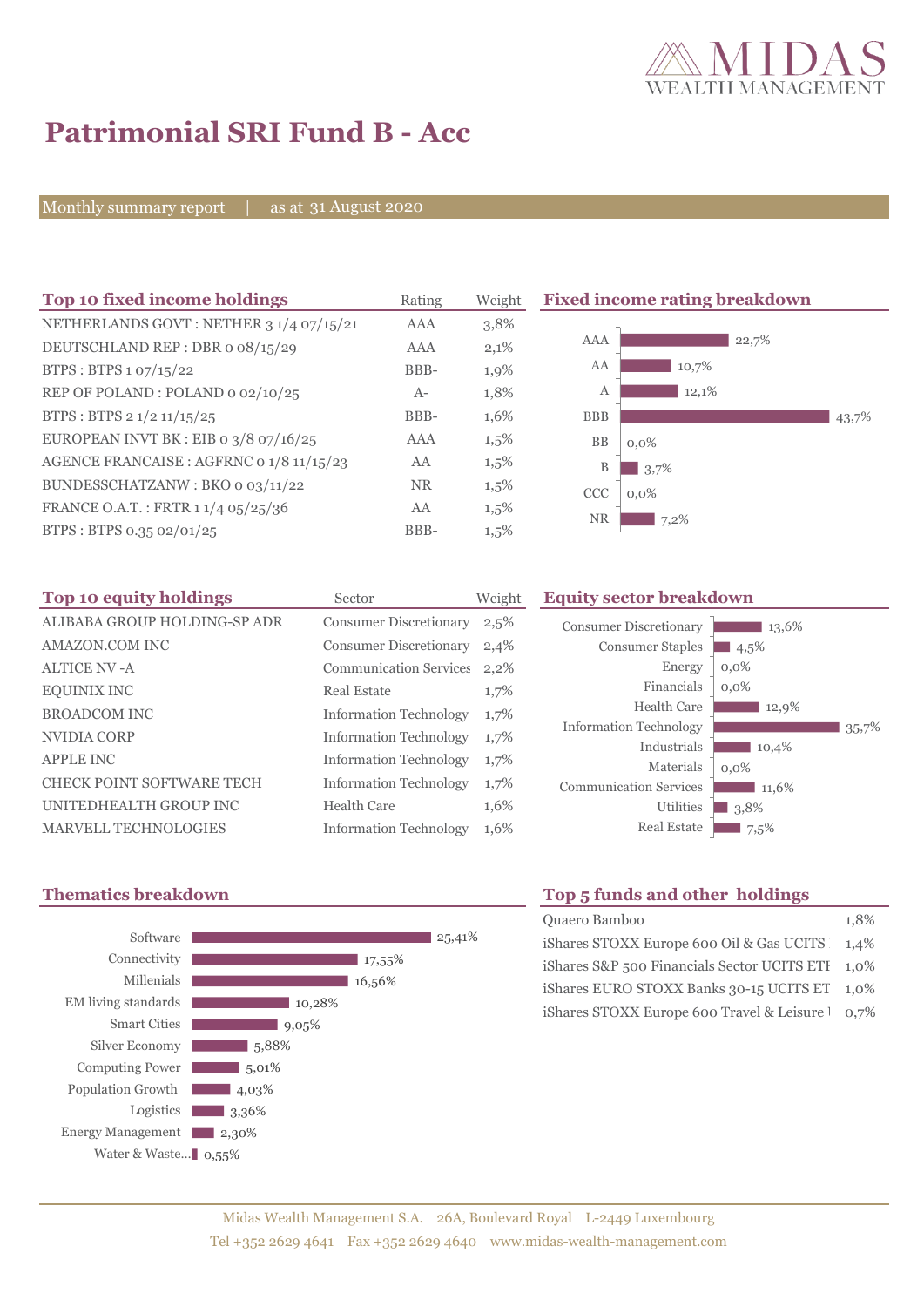# Patrimonial SRI Fund B - Acc

Monthly summary report | as at 31 August 2020

## Top 10 fixed income holdings

| Top 10 fixed income holdings | Rating | Weight |
|---|---|---|
| NETHERLANDS GOVT : NETHER 3 1/4 07/15/21 | AAA | 3,8% |
| DEUTSCHLAND REP : DBR 0 08/15/29 | AAA | 2,1% |
| BTPS : BTPS 1 07/15/22 | BBB- | 1,9% |
| REP OF POLAND : POLAND 0 02/10/25 | A- | 1,8% |
| BTPS : BTPS 2 1/2 11/15/25 | BBB- | 1,6% |
| EUROPEAN INVT BK : EIB 0 3/8 07/16/25 | AAA | 1,5% |
| AGENCE FRANCAISE : AGFRNC 0 1/8 11/15/23 | AA | 1,5% |
| BUNDESSCHATZANW : BKO 0 03/11/22 | NR | 1,5% |
| FRANCE O.A.T. : FRTR 1 1/4 05/25/36 | AA | 1,5% |
| BTPS : BTPS 0.35 02/01/25 | BBB- | 1,5% |

## Fixed income rating breakdown

| Rating | Weight |
|---|---|
| AAA | 22,7% |
| AA | 10,7% |
| A | 12,1% |
| BBB | 43,7% |
| BB | 0,0% |
| B | 3,7% |
| CCC | 0,0% |
| NR | 7,2% |

## Top 10 equity holdings

| Top 10 equity holdings | Sector | Weight |
|---|---|---|
| ALIBABA GROUP HOLDING-SP ADR | Consumer Discretionary | 2,5% |
| AMAZON.COM INC | Consumer Discretionary | 2,4% |
| ALTICE NV -A | Communication Services | 2,2% |
| EQUINIX INC | Real Estate | 1,7% |
| BROADCOM INC | Information Technology | 1,7% |
| NVIDIA CORP | Information Technology | 1,7% |
| APPLE INC | Information Technology | 1,7% |
| CHECK POINT SOFTWARE TECH | Information Technology | 1,7% |
| UNITEDHEALTH GROUP INC | Health Care | 1,6% |
| MARVELL TECHNOLOGIES | Information Technology | 1,6% |

## Equity sector breakdown

| Sector | Weight |
|---|---|
| Consumer Discretionary | 13,6% |
| Consumer Staples | 4,5% |
| Energy | 0,0% |
| Financials | 0,0% |
| Health Care | 12,9% |
| Information Technology | 35,7% |
| Industrials | 10,4% |
| Materials | 0,0% |
| Communication Services | 11,6% |
| Utilities | 3,8% |
| Real Estate | 7,5% |

## Thematics breakdown

| Thematic | Weight |
|---|---|
| Software | 25,41% |
| Connectivity | 17,55% |
| Millenials | 16,56% |
| EM living standards | 10,28% |
| Smart Cities | 9,05% |
| Silver Economy | 5,88% |
| Computing Power | 5,01% |
| Population Growth | 4,03% |
| Logistics | 3,36% |
| Energy Management | 2,30% |
| Water & Waste... | 0,55% |

## Top 5 funds and other holdings

| Fund | Weight |
|---|---|
| Quaero Bamboo | 1,8% |
| iShares STOXX Europe 600 Oil & Gas UCITS | 1,4% |
| iShares S&P 500 Financials Sector UCITS ETF | 1,0% |
| iShares EURO STOXX Banks 30-15 UCITS ET | 1,0% |
| iShares STOXX Europe 600 Travel & Leisure | 0,7% |

Midas Wealth Management S.A. 26A, Boulevard Royal L-2449 Luxembourg
Tel +352 2629 4641 Fax +352 2629 4640 www.midas-wealth-management.com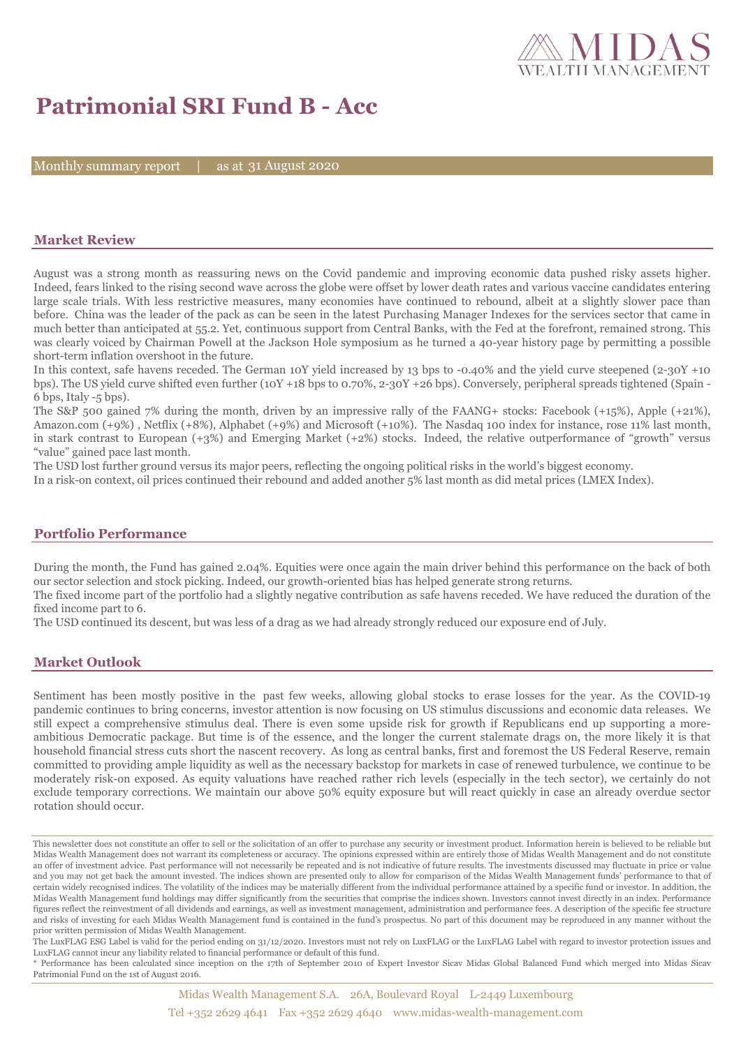# Patrimonial SRI Fund B - Acc

Monthly summary report | as at 31 August 2020

## Market Review

August was a strong month as reassuring news on the Covid pandemic and improving economic data pushed risky assets higher. Indeed, fears linked to the rising second wave across the globe were offset by lower death rates and various vaccine candidates entering large scale trials. With less restrictive measures, many economies have continued to rebound, albeit at a slightly slower pace than before. China was the leader of the pack as can be seen in the latest Purchasing Manager Indexes for the services sector that came in much better than anticipated at 55.2. Yet, continuous support from Central Banks, with the Fed at the forefront, remained strong. This was clearly voiced by Chairman Powell at the Jackson Hole symposium as he turned a 40-year history page by permitting a possible short-term inflation overshoot in the future.

In this context, safe havens receded. The German 10Y yield increased by 13 bps to -0.40% and the yield curve steepened (2-30Y +10 bps). The US yield curve shifted even further (10Y +18 bps to 0.70%, 2-30Y +26 bps). Conversely, peripheral spreads tightened (Spain -6 bps, Italy -5 bps).

The S&P 500 gained 7% during the month, driven by an impressive rally of the FAANG+ stocks: Facebook (+15%), Apple (+21%), Amazon.com (+9%) , Netflix (+8%), Alphabet (+9%) and Microsoft (+10%). The Nasdaq 100 index for instance, rose 11% last month, in stark contrast to European (+3%) and Emerging Market (+2%) stocks. Indeed, the relative outperformance of "growth" versus "value" gained pace last month.

The USD lost further ground versus its major peers, reflecting the ongoing political risks in the world's biggest economy.

In a risk-on context, oil prices continued their rebound and added another 5% last month as did metal prices (LMEX Index).

## Portfolio Performance

During the month, the Fund has gained 2.04%. Equities were once again the main driver behind this performance on the back of both our sector selection and stock picking. Indeed, our growth-oriented bias has helped generate strong returns.

The fixed income part of the portfolio had a slightly negative contribution as safe havens receded. We have reduced the duration of the fixed income part to 6.

The USD continued its descent, but was less of a drag as we had already strongly reduced our exposure end of July.

## Market Outlook

Sentiment has been mostly positive in the past few weeks, allowing global stocks to erase losses for the year. As the COVID-19 pandemic continues to bring concerns, investor attention is now focusing on US stimulus discussions and economic data releases. We still expect a comprehensive stimulus deal. There is even some upside risk for growth if Republicans end up supporting a more-ambitious Democratic package. But time is of the essence, and the longer the current stalemate drags on, the more likely it is that household financial stress cuts short the nascent recovery. As long as central banks, first and foremost the US Federal Reserve, remain committed to providing ample liquidity as well as the necessary backstop for markets in case of renewed turbulence, we continue to be moderately risk-on exposed. As equity valuations have reached rather rich levels (especially in the tech sector), we certainly do not exclude temporary corrections. We maintain our above 50% equity exposure but will react quickly in case an already overdue sector rotation should occur.

This newsletter does not constitute an offer to sell or the solicitation of an offer to purchase any security or investment product. Information herein is believed to be reliable but Midas Wealth Management does not warrant its completeness or accuracy. The opinions expressed within are entirely those of Midas Wealth Management and do not constitute an offer of investment advice. Past performance will not necessarily be repeated and is not indicative of future results. The investments discussed may fluctuate in price or value and you may not get back the amount invested. The indices shown are presented only to allow for comparison of the Midas Wealth Management funds' performance to that of certain widely recognised indices. The volatility of the indices may be materially different from the individual performance attained by a specific fund or investor. In addition, the Midas Wealth Management fund holdings may differ significantly from the securities that comprise the indices shown. Investors cannot invest directly in an index. Performance figures reflect the reinvestment of all dividends and earnings, as well as investment management, administration and performance fees. A description of the specific fee structure and risks of investing for each Midas Wealth Management fund is contained in the fund's prospectus. No part of this document may be reproduced in any manner without the prior written permission of Midas Wealth Management.

The LuxFLAG ESG Label is valid for the period ending on 31/12/2020. Investors must not rely on LuxFLAG or the LuxFLAG Label with regard to investor protection issues and LuxFLAG cannot incur any liability related to financial performance or default of this fund.

\* Performance has been calculated since inception on the 17th of September 2010 of Expert Investor Sicav Midas Global Balanced Fund which merged into Midas Sicav Patrimonial Fund on the 1st of August 2016.

Midas Wealth Management S.A. 26A, Boulevard Royal L-2449 Luxembourg

Tel +352 2629 4641 Fax +352 2629 4640 www.midas-wealth-management.com